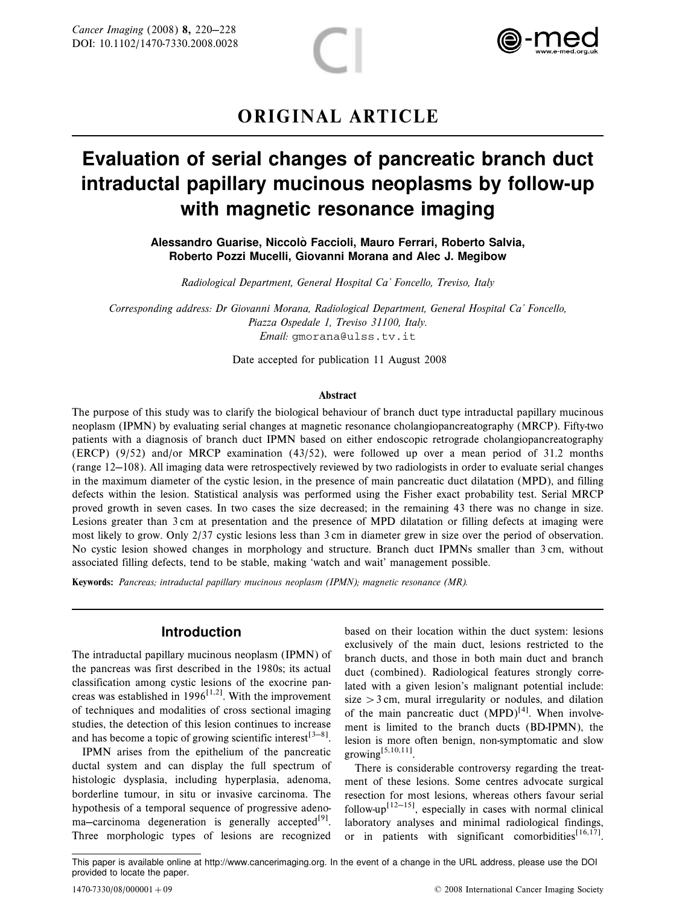ORIGINAL ARTICLE

# Evaluation of serial changes of pancreatic branch duct intraductal papillary mucinous neoplasms by follow-up with magnetic resonance imaging

**Alessandro Guarise, Niccolò Faccioli, Mauro Ferrari, Roberto Salvia, Roberto Pozzi Mucelli, Giovanni Morana and Alec J. Megibow**

*Radiological Department, General Hospital Ca' Foncello, Treviso, Italy*

*Corresponding address: Dr Giovanni Morana, Radiological Department, General Hospital Ca' Foncello, Piazza Ospedale 1, Treviso 31100, Italy.*
*Email:* gmorana@ulss.tv.it

Date accepted for publication 11 August 2008

### Abstract

The purpose of this study was to clarify the biological behaviour of branch duct type intraductal papillary mucinous neoplasm (IPMN) by evaluating serial changes at magnetic resonance cholangiopancreatography (MRCP). Fifty-two patients with a diagnosis of branch duct IPMN based on either endoscopic retrograde cholangiopancreatography (ERCP) (9/52) and/or MRCP examination (43/52), were followed up over a mean period of 31.2 months (range 12–108). All imaging data were retrospectively reviewed by two radiologists in order to evaluate serial changes in the maximum diameter of the cystic lesion, in the presence of main pancreatic duct dilatation (MPD), and filling defects within the lesion. Statistical analysis was performed using the Fisher exact probability test. Serial MRCP proved growth in seven cases. In two cases the size decreased; in the remaining 43 there was no change in size. Lesions greater than 3 cm at presentation and the presence of MPD dilatation or filling defects at imaging were most likely to grow. Only 2/37 cystic lesions less than 3 cm in diameter grew in size over the period of observation. No cystic lesion showed changes in morphology and structure. Branch duct IPMNs smaller than 3 cm, without associated filling defects, tend to be stable, making 'watch and wait' management possible.

**Keywords:** *Pancreas; intraductal papillary mucinous neoplasm (IPMN); magnetic resonance (MR).*

## Introduction

The intraductal papillary mucinous neoplasm (IPMN) of the pancreas was first described in the 1980s; its actual classification among cystic lesions of the exocrine pancreas was established in 1996[1,2]. With the improvement of techniques and modalities of cross sectional imaging studies, the detection of this lesion continues to increase and has become a topic of growing scientific interest[3–8].

IPMN arises from the epithelium of the pancreatic ductal system and can display the full spectrum of histologic dysplasia, including hyperplasia, adenoma, borderline tumour, in situ or invasive carcinoma. The hypothesis of a temporal sequence of progressive adenoma–carcinoma degeneration is generally accepted[9]. Three morphologic types of lesions are recognized based on their location within the duct system: lesions exclusively of the main duct, lesions restricted to the branch ducts, and those in both main duct and branch duct (combined). Radiological features strongly correlated with a given lesion's malignant potential include: size $> 3$ cm, mural irregularity or nodules, and dilation of the main pancreatic duct (MPD)[4]. When involvement is limited to the branch ducts (BD-IPMN), the lesion is more often benign, non-symptomatic and slow growing[5,10,11].

There is considerable controversy regarding the treatment of these lesions. Some centres advocate surgical resection for most lesions, whereas others favour serial follow-up[12–15], especially in cases with normal clinical laboratory analyses and minimal radiological findings, or in patients with significant comorbidities[16,17].

This paper is available online at http://www.cancerimaging.org. In the event of a change in the URL address, please use the DOI provided to locate the paper.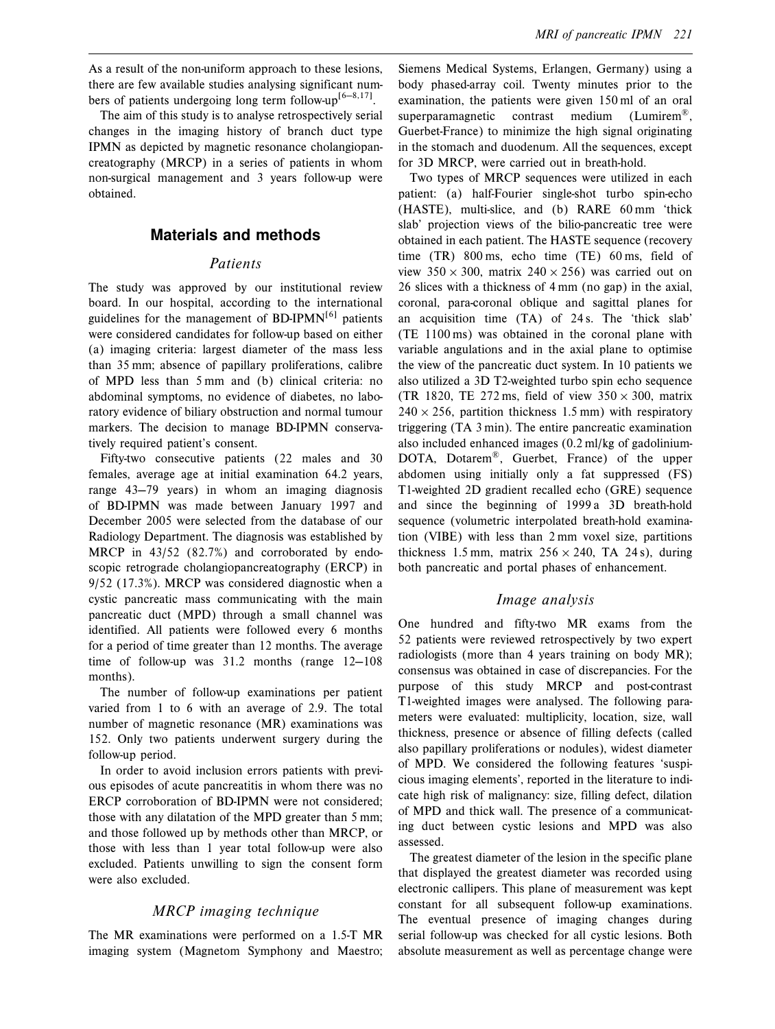As a result of the non-uniform approach to these lesions, there are few available studies analysing significant numbers of patients undergoing long term follow-up[6–8,17].

The aim of this study is to analyse retrospectively serial changes in the imaging history of branch duct type IPMN as depicted by magnetic resonance cholangiopancreatography (MRCP) in a series of patients in whom non-surgical management and 3 years follow-up were obtained.

## Materials and methods

### *Patients*

The study was approved by our institutional review board. In our hospital, according to the international guidelines for the management of BD-IPMN[6] patients were considered candidates for follow-up based on either (a) imaging criteria: largest diameter of the mass less than 35 mm; absence of papillary proliferations, calibre of MPD less than 5 mm and (b) clinical criteria: no abdominal symptoms, no evidence of diabetes, no laboratory evidence of biliary obstruction and normal tumour markers. The decision to manage BD-IPMN conservatively required patient's consent.

Fifty-two consecutive patients (22 males and 30 females, average age at initial examination 64.2 years, range 43–79 years) in whom an imaging diagnosis of BD-IPMN was made between January 1997 and December 2005 were selected from the database of our Radiology Department. The diagnosis was established by MRCP in 43/52 (82.7%) and corroborated by endoscopic retrograde cholangiopancreatography (ERCP) in 9/52 (17.3%). MRCP was considered diagnostic when a cystic pancreatic mass communicating with the main pancreatic duct (MPD) through a small channel was identified. All patients were followed every 6 months for a period of time greater than 12 months. The average time of follow-up was 31.2 months (range 12–108 months).

The number of follow-up examinations per patient varied from 1 to 6 with an average of 2.9. The total number of magnetic resonance (MR) examinations was 152. Only two patients underwent surgery during the follow-up period.

In order to avoid inclusion errors patients with previous episodes of acute pancreatitis in whom there was no ERCP corroboration of BD-IPMN were not considered; those with any dilatation of the MPD greater than 5 mm; and those followed up by methods other than MRCP, or those with less than 1 year total follow-up were also excluded. Patients unwilling to sign the consent form were also excluded.

### *MRCP imaging technique*

The MR examinations were performed on a 1.5-T MR imaging system (Magnetom Symphony and Maestro; Siemens Medical Systems, Erlangen, Germany) using a body phased-array coil. Twenty minutes prior to the examination, the patients were given 150 ml of an oral superparamagnetic contrast medium (Lumirem®, Guerbet-France) to minimize the high signal originating in the stomach and duodenum. All the sequences, except for 3D MRCP, were carried out in breath-hold.

Two types of MRCP sequences were utilized in each patient: (a) half-Fourier single-shot turbo spin-echo (HASTE), multi-slice, and (b) RARE 60 mm 'thick slab' projection views of the bilio-pancreatic tree were obtained in each patient. The HASTE sequence (recovery time (TR) 800 ms, echo time (TE) 60 ms, field of view $350 \times 300$, matrix $240 \times 256$) was carried out on 26 slices with a thickness of 4 mm (no gap) in the axial, coronal, para-coronal oblique and sagittal planes for an acquisition time (TA) of 24 s. The 'thick slab' (TE 1100 ms) was obtained in the coronal plane with variable angulations and in the axial plane to optimise the view of the pancreatic duct system. In 10 patients we also utilized a 3D T2-weighted turbo spin echo sequence (TR 1820, TE 272 ms, field of view $350 \times 300$, matrix $240 \times 256$, partition thickness 1.5 mm) with respiratory triggering (TA 3 min). The entire pancreatic examination also included enhanced images (0.2 ml/kg of gadolinium-DOTA, Dotarem®, Guerbet, France) of the upper abdomen using initially only a fat suppressed (FS) T1-weighted 2D gradient recalled echo (GRE) sequence and since the beginning of 1999 a 3D breath-hold sequence (volumetric interpolated breath-hold examination (VIBE) with less than 2 mm voxel size, partitions thickness 1.5 mm, matrix $256 \times 240$, TA 24 s), during both pancreatic and portal phases of enhancement.

### *Image analysis*

One hundred and fifty-two MR exams from the 52 patients were reviewed retrospectively by two expert radiologists (more than 4 years training on body MR); consensus was obtained in case of discrepancies. For the purpose of this study MRCP and post-contrast T1-weighted images were analysed. The following parameters were evaluated: multiplicity, location, size, wall thickness, presence or absence of filling defects (called also papillary proliferations or nodules), widest diameter of MPD. We considered the following features 'suspicious imaging elements', reported in the literature to indicate high risk of malignancy: size, filling defect, dilation of MPD and thick wall. The presence of a communicating duct between cystic lesions and MPD was also assessed.

The greatest diameter of the lesion in the specific plane that displayed the greatest diameter was recorded using electronic callipers. This plane of measurement was kept constant for all subsequent follow-up examinations. The eventual presence of imaging changes during serial follow-up was checked for all cystic lesions. Both absolute measurement as well as percentage change were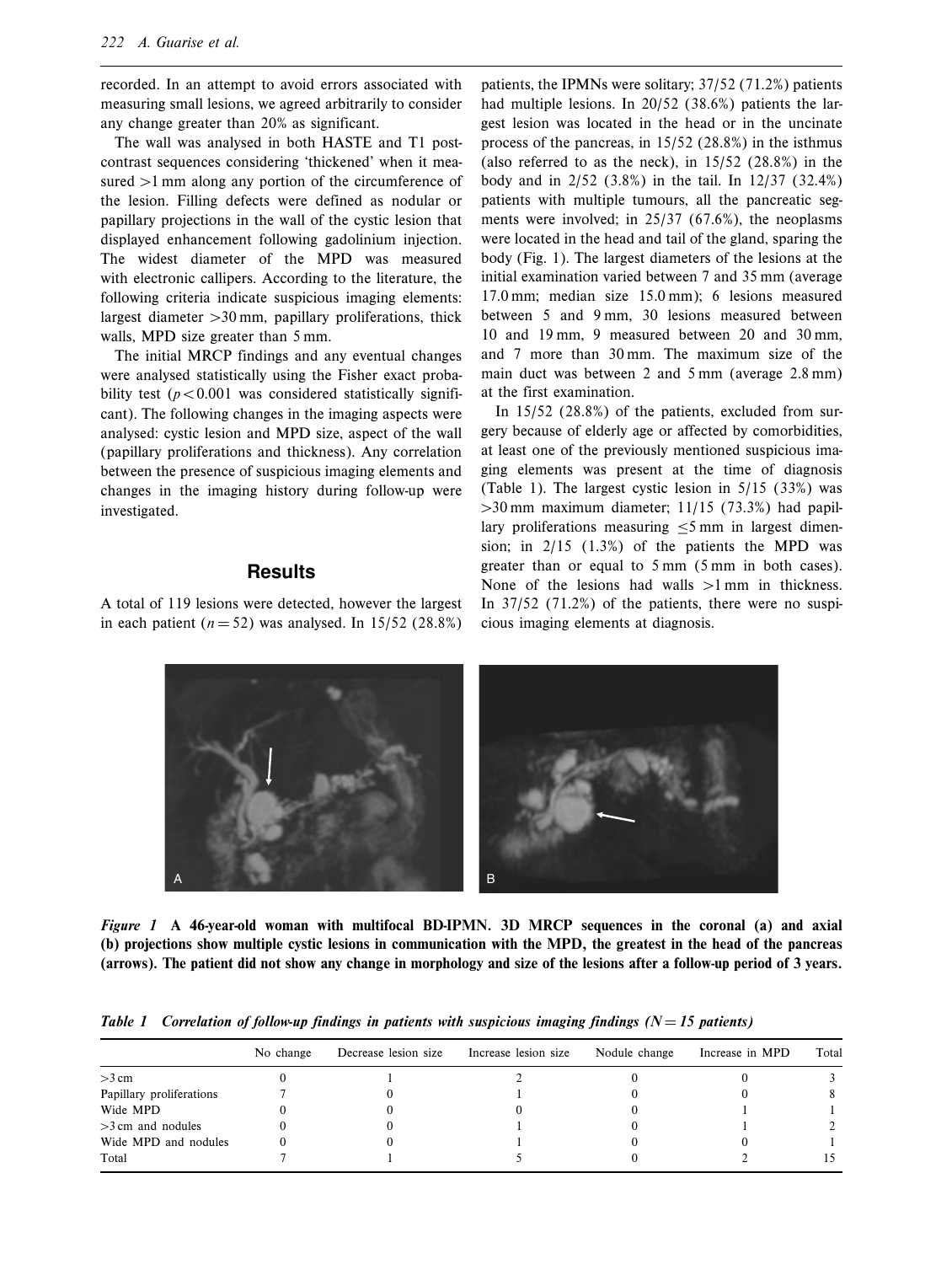recorded. In an attempt to avoid errors associated with measuring small lesions, we agreed arbitrarily to consider any change greater than 20% as significant.

The wall was analysed in both HASTE and T1 post-contrast sequences considering 'thickened' when it measured >1 mm along any portion of the circumference of the lesion. Filling defects were defined as nodular or papillary projections in the wall of the cystic lesion that displayed enhancement following gadolinium injection. The widest diameter of the MPD was measured with electronic callipers. According to the literature, the following criteria indicate suspicious imaging elements: largest diameter >30 mm, papillary proliferations, thick walls, MPD size greater than 5 mm.

The initial MRCP findings and any eventual changes were analysed statistically using the Fisher exact probability test ($p < 0.001$ was considered statistically significant). The following changes in the imaging aspects were analysed: cystic lesion and MPD size, aspect of the wall (papillary proliferations and thickness). Any correlation between the presence of suspicious imaging elements and changes in the imaging history during follow-up were investigated.

## Results

A total of 119 lesions were detected, however the largest in each patient ($n = 52$) was analysed. In 15/52 (28.8%) patients, the IPMNs were solitary; 37/52 (71.2%) patients had multiple lesions. In 20/52 (38.6%) patients the largest lesion was located in the head or in the uncinate process of the pancreas, in 15/52 (28.8%) in the isthmus (also referred to as the neck), in 15/52 (28.8%) in the body and in 2/52 (3.8%) in the tail. In 12/37 (32.4%) patients with multiple tumours, all the pancreatic segments were involved; in 25/37 (67.6%), the neoplasms were located in the head and tail of the gland, sparing the body (Fig. 1). The largest diameters of the lesions at the initial examination varied between 7 and 35 mm (average 17.0 mm; median size 15.0 mm); 6 lesions measured between 5 and 9 mm, 30 lesions measured between 10 and 19 mm, 9 measured between 20 and 30 mm, and 7 more than 30 mm. The maximum size of the main duct was between 2 and 5 mm (average 2.8 mm) at the first examination.

In 15/52 (28.8%) of the patients, excluded from surgery because of elderly age or affected by comorbidities, at least one of the previously mentioned suspicious imaging elements was present at the time of diagnosis (Table 1). The largest cystic lesion in 5/15 (33%) was >30 mm maximum diameter; 11/15 (73.3%) had papillary proliferations measuring ≤5 mm in largest dimension; in 2/15 (1.3%) of the patients the MPD was greater than or equal to 5 mm (5 mm in both cases). None of the lesions had walls >1 mm in thickness. In 37/52 (71.2%) of the patients, there were no suspicious imaging elements at diagnosis.

***Figure 1*** **A 46-year-old woman with multifocal BD-IPMN. 3D MRCP sequences in the coronal (a) and axial (b) projections show multiple cystic lesions in communication with the MPD, the greatest in the head of the pancreas (arrows). The patient did not show any change in morphology and size of the lesions after a follow-up period of 3 years.**

***Table 1*** ***Correlation of follow-up findings in patients with suspicious imaging findings (N = 15 patients)***

| | No change | Decrease lesion size | Increase lesion size | Nodule change | Increase in MPD | Total |
|---|---|---|---|---|---|---|
| >3 cm | 0 | 1 | 2 | 0 | 0 | 3 |
| Papillary proliferations | 7 | 0 | 1 | 0 | 0 | 8 |
| Wide MPD | 0 | 0 | 0 | 0 | 1 | 1 |
| >3 cm and nodules | 0 | 0 | 1 | 0 | 1 | 2 |
| Wide MPD and nodules | 0 | 0 | 1 | 0 | 0 | 1 |
| Total | 7 | 1 | 5 | 0 | 2 | 15 |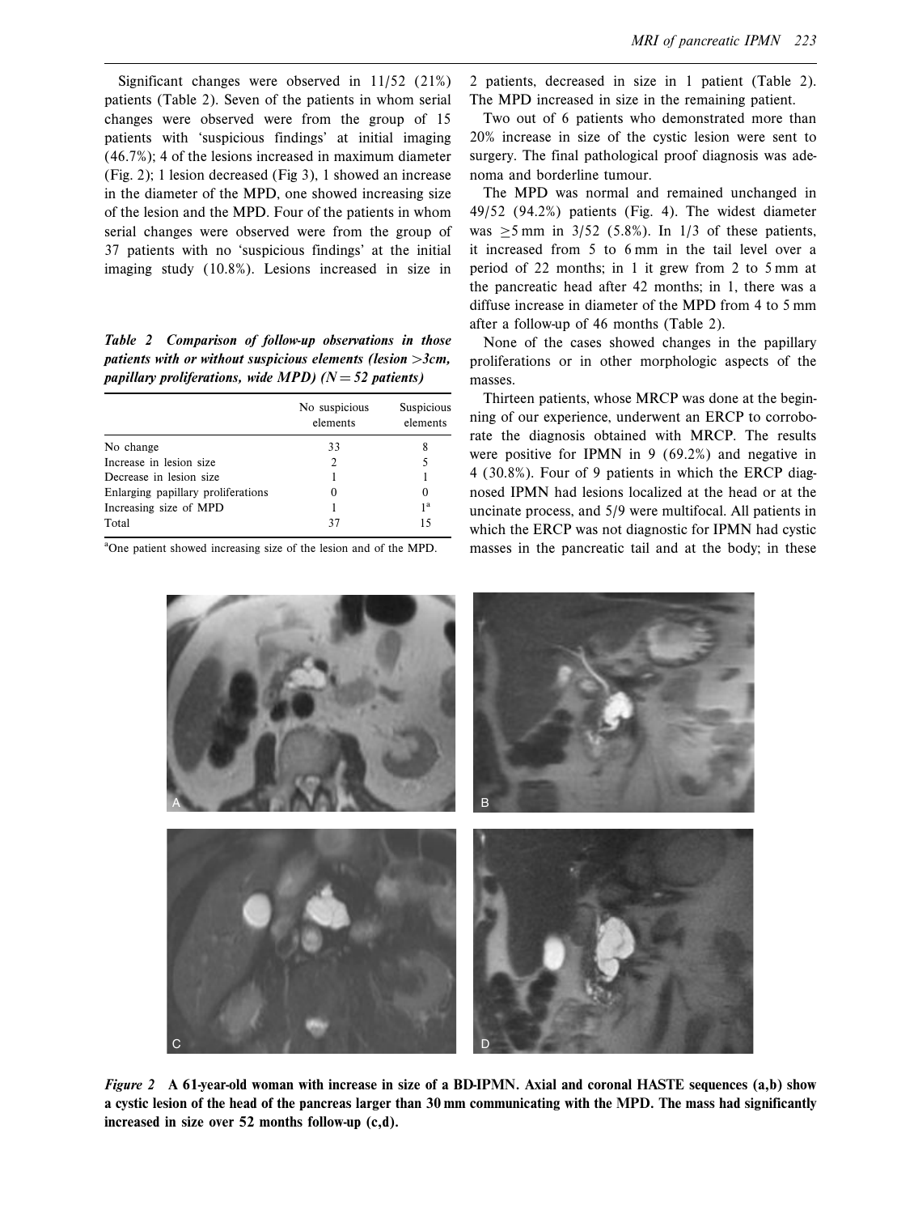Significant changes were observed in 11/52 (21%) patients (Table 2). Seven of the patients in whom serial changes were observed were from the group of 15 patients with 'suspicious findings' at initial imaging (46.7%); 4 of the lesions increased in maximum diameter (Fig. 2); 1 lesion decreased (Fig 3), 1 showed an increase in the diameter of the MPD, one showed increasing size of the lesion and the MPD. Four of the patients in whom serial changes were observed were from the group of 37 patients with no 'suspicious findings' at the initial imaging study (10.8%). Lesions increased in size in 2 patients, decreased in size in 1 patient (Table 2). The MPD increased in size in the remaining patient.

***Table 2 Comparison of follow-up observations in those patients with or without suspicious elements (lesion >3cm, papillary proliferations, wide MPD) (N = 52 patients)***

| | No suspicious elements | Suspicious elements |
|---|---|---|
| No change | 33 | 8 |
| Increase in lesion size | 2 | 5 |
| Decrease in lesion size | 1 | 1 |
| Enlarging papillary proliferations | 0 | 0 |
| Increasing size of MPD | 1 | 1[a] |
| Total | 37 | 15 |

[a]One patient showed increasing size of the lesion and of the MPD.

Two out of 6 patients who demonstrated more than 20% increase in size of the cystic lesion were sent to surgery. The final pathological proof diagnosis was adenoma and borderline tumour.

The MPD was normal and remained unchanged in 49/52 (94.2%) patients (Fig. 4). The widest diameter was ≥5 mm in 3/52 (5.8%). In 1/3 of these patients, it increased from 5 to 6 mm in the tail level over a period of 22 months; in 1 it grew from 2 to 5 mm at the pancreatic head after 42 months; in 1, there was a diffuse increase in diameter of the MPD from 4 to 5 mm after a follow-up of 46 months (Table 2).

None of the cases showed changes in the papillary proliferations or in other morphologic aspects of the masses.

Thirteen patients, whose MRCP was done at the beginning of our experience, underwent an ERCP to corroborate the diagnosis obtained with MRCP. The results were positive for IPMN in 9 (69.2%) and negative in 4 (30.8%). Four of 9 patients in which the ERCP diagnosed IPMN had lesions localized at the head or at the uncinate process, and 5/9 were multifocal. All patients in which the ERCP was not diagnostic for IPMN had cystic masses in the pancreatic tail and at the body; in these

***Figure 2*** **A 61-year-old woman with increase in size of a BD-IPMN. Axial and coronal HASTE sequences (a,b) show a cystic lesion of the head of the pancreas larger than 30 mm communicating with the MPD. The mass had significantly increased in size over 52 months follow-up (c,d).**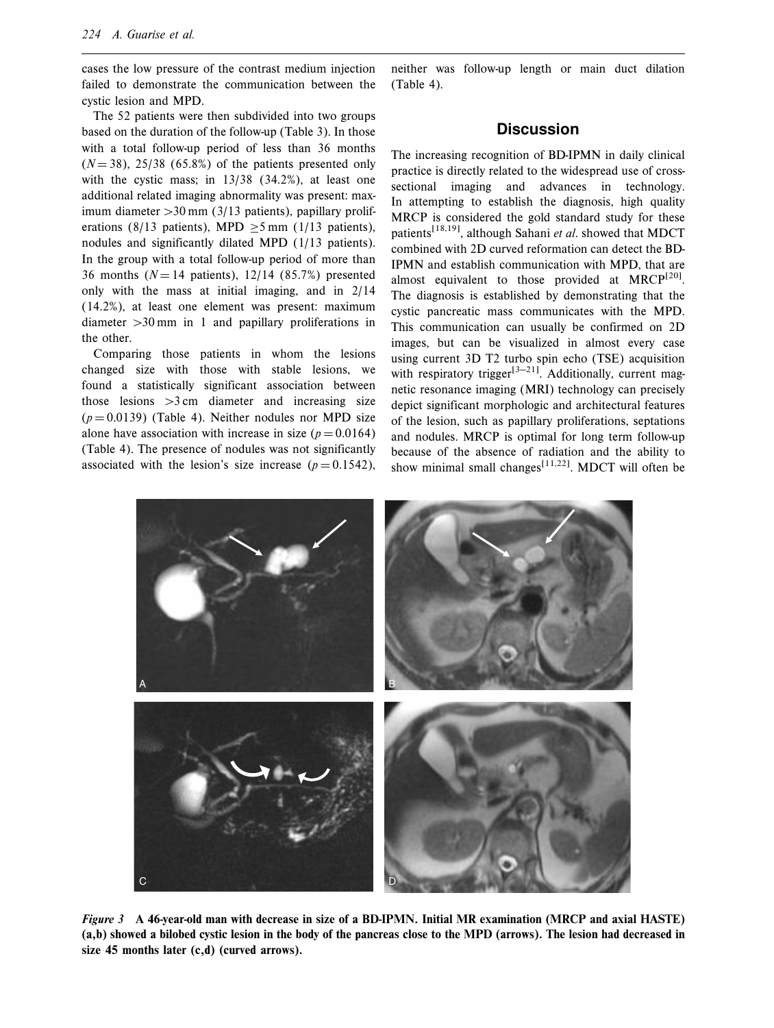cases the low pressure of the contrast medium injection failed to demonstrate the communication between the cystic lesion and MPD.

The 52 patients were then subdivided into two groups based on the duration of the follow-up (Table 3). In those with a total follow-up period of less than 36 months ($N = 38$), 25/38 (65.8%) of the patients presented only with the cystic mass; in 13/38 (34.2%), at least one additional related imaging abnormality was present: maximum diameter >30 mm (3/13 patients), papillary proliferations (8/13 patients), MPD ≥5 mm (1/13 patients), nodules and significantly dilated MPD (1/13 patients). In the group with a total follow-up period of more than 36 months ($N = 14$ patients), 12/14 (85.7%) presented only with the mass at initial imaging, and in 2/14 (14.2%), at least one element was present: maximum diameter >30 mm in 1 and papillary proliferations in the other.

Comparing those patients in whom the lesions changed size with those with stable lesions, we found a statistically significant association between those lesions >3 cm diameter and increasing size ($p = 0.0139$) (Table 4). Neither nodules nor MPD size alone have association with increase in size ($p = 0.0164$) (Table 4). The presence of nodules was not significantly associated with the lesion's size increase ($p = 0.1542$), neither was follow-up length or main duct dilation (Table 4).

## Discussion

The increasing recognition of BD-IPMN in daily clinical practice is directly related to the widespread use of cross-sectional imaging and advances in technology. In attempting to establish the diagnosis, high quality MRCP is considered the gold standard study for these patients[18,19], although Sahani *et al*. showed that MDCT combined with 2D curved reformation can detect the BD-IPMN and establish communication with MPD, that are almost equivalent to those provided at MRCP[20]. The diagnosis is established by demonstrating that the cystic pancreatic mass communicates with the MPD. This communication can usually be confirmed on 2D images, but can be visualized in almost every case using current 3D T2 turbo spin echo (TSE) acquisition with respiratory trigger[3–21]. Additionally, current magnetic resonance imaging (MRI) technology can precisely depict significant morphologic and architectural features of the lesion, such as papillary proliferations, septations and nodules. MRCP is optimal for long term follow-up because of the absence of radiation and the ability to show minimal small changes[11,22]. MDCT will often be

***Figure 3* A 46-year-old man with decrease in size of a BD-IPMN. Initial MR examination (MRCP and axial HASTE) (a,b) showed a bilobed cystic lesion in the body of the pancreas close to the MPD (arrows). The lesion had decreased in size 45 months later (c,d) (curved arrows).**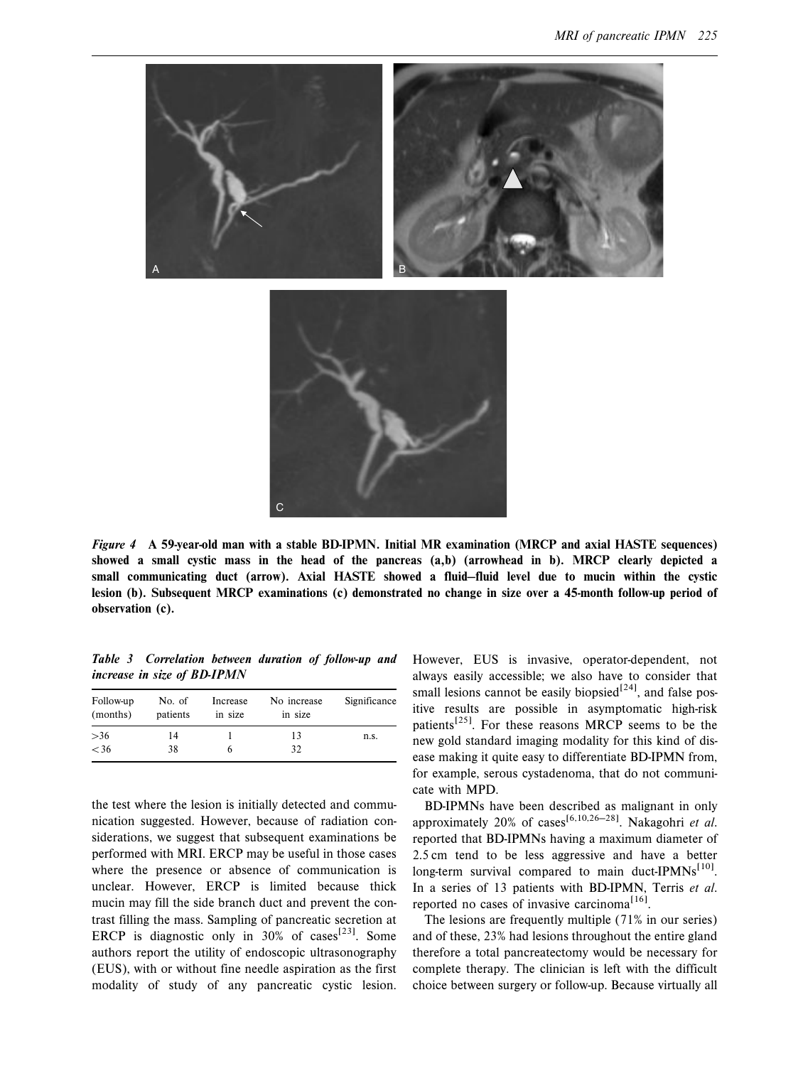*Figure 4* **A 59-year-old man with a stable BD-IPMN. Initial MR examination (MRCP and axial HASTE sequences) showed a small cystic mass in the head of the pancreas (a,b) (arrowhead in b). MRCP clearly depicted a small communicating duct (arrow). Axial HASTE showed a fluid–fluid level due to mucin within the cystic lesion (b). Subsequent MRCP examinations (c) demonstrated no change in size over a 45-month follow-up period of observation (c).**

*Table 3* ***Correlation between duration of follow-up and increase in size of BD-IPMN***

| Follow-up (months) | No. of patients | Increase in size | No increase in size | Significance |
|---|---|---|---|---|
| >36 | 14 | 1 | 13 | n.s. |
| <36 | 38 | 6 | 32 | |

the test where the lesion is initially detected and communication suggested. However, because of radiation considerations, we suggest that subsequent examinations be performed with MRI. ERCP may be useful in those cases where the presence or absence of communication is unclear. However, ERCP is limited because thick mucin may fill the side branch duct and prevent the contrast filling the mass. Sampling of pancreatic secretion at ERCP is diagnostic only in 30% of cases[23]. Some authors report the utility of endoscopic ultrasonography (EUS), with or without fine needle aspiration as the first modality of study of any pancreatic cystic lesion. However, EUS is invasive, operator-dependent, not always easily accessible; we also have to consider that small lesions cannot be easily biopsied[24], and false positive results are possible in asymptomatic high-risk patients[25]. For these reasons MRCP seems to be the new gold standard imaging modality for this kind of disease making it quite easy to differentiate BD-IPMN from, for example, serous cystadenoma, that do not communicate with MPD.

BD-IPMNs have been described as malignant in only approximately 20% of cases[6,10,26–28]. Nakagohri *et al.* reported that BD-IPMNs having a maximum diameter of 2.5 cm tend to be less aggressive and have a better long-term survival compared to main duct-IPMNs[10]. In a series of 13 patients with BD-IPMN, Terris *et al.* reported no cases of invasive carcinoma[16].

The lesions are frequently multiple (71% in our series) and of these, 23% had lesions throughout the entire gland therefore a total pancreatectomy would be necessary for complete therapy. The clinician is left with the difficult choice between surgery or follow-up. Because virtually all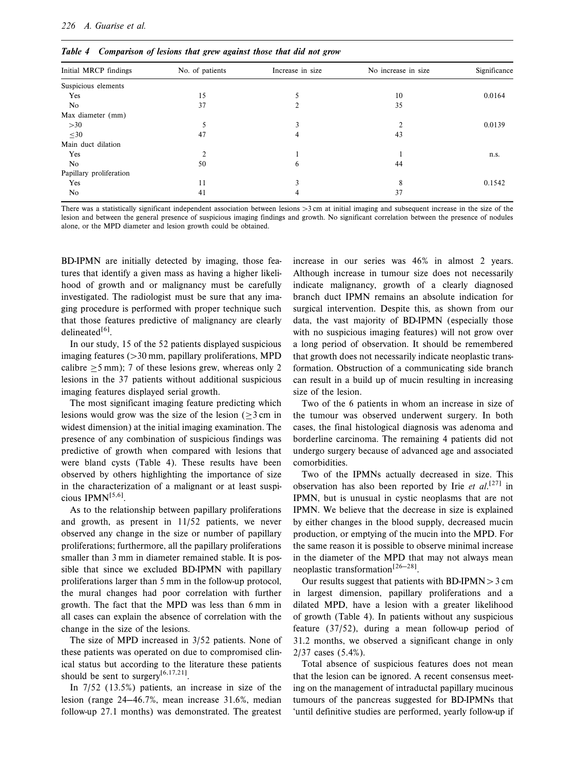*Table 4 Comparison of lesions that grew against those that did not grow*

| Initial MRCP findings | No. of patients | Increase in size | No increase in size | Significance |
|---|---|---|---|---|
| Suspicious elements | | | | |
| Yes | 15 | 5 | 10 | 0.0164 |
| No | 37 | 2 | 35 | |
| Max diameter (mm) | | | | |
| >30 | 5 | 3 | 2 | 0.0139 |
| ≤30 | 47 | 4 | 43 | |
| Main duct dilation | | | | |
| Yes | 2 | 1 | 1 | n.s. |
| No | 50 | 6 | 44 | |
| Papillary proliferation | | | | |
| Yes | 11 | 3 | 8 | 0.1542 |
| No | 41 | 4 | 37 | |

There was a statistically significant independent association between lesions >3 cm at initial imaging and subsequent increase in the size of the lesion and between the general presence of suspicious imaging findings and growth. No significant correlation between the presence of nodules alone, or the MPD diameter and lesion growth could be obtained.

BD-IPMN are initially detected by imaging, those features that identify a given mass as having a higher likelihood of growth and or malignancy must be carefully investigated. The radiologist must be sure that any imaging procedure is performed with proper technique such that those features predictive of malignancy are clearly delineated[6].

In our study, 15 of the 52 patients displayed suspicious imaging features (>30 mm, papillary proliferations, MPD calibre ≥5 mm); 7 of these lesions grew, whereas only 2 lesions in the 37 patients without additional suspicious imaging features displayed serial growth.

The most significant imaging feature predicting which lesions would grow was the size of the lesion (≥3 cm in widest dimension) at the initial imaging examination. The presence of any combination of suspicious findings was predictive of growth when compared with lesions that were bland cysts (Table 4). These results have been observed by others highlighting the importance of size in the characterization of a malignant or at least suspicious IPMN[5,6].

As to the relationship between papillary proliferations and growth, as present in 11/52 patients, we never observed any change in the size or number of papillary proliferations; furthermore, all the papillary proliferations smaller than 3 mm in diameter remained stable. It is possible that since we excluded BD-IPMN with papillary proliferations larger than 5 mm in the follow-up protocol, the mural changes had poor correlation with further growth. The fact that the MPD was less than 6 mm in all cases can explain the absence of correlation with the change in the size of the lesions.

The size of MPD increased in 3/52 patients. None of these patients was operated on due to compromised clinical status but according to the literature these patients should be sent to surgery[6,17,21].

In 7/52 (13.5%) patients, an increase in size of the lesion (range 24–46.7%, mean increase 31.6%, median follow-up 27.1 months) was demonstrated. The greatest increase in our series was 46% in almost 2 years. Although increase in tumour size does not necessarily indicate malignancy, growth of a clearly diagnosed branch duct IPMN remains an absolute indication for surgical intervention. Despite this, as shown from our data, the vast majority of BD-IPMN (especially those with no suspicious imaging features) will not grow over a long period of observation. It should be remembered that growth does not necessarily indicate neoplastic transformation. Obstruction of a communicating side branch can result in a build up of mucin resulting in increasing size of the lesion.

Two of the 6 patients in whom an increase in size of the tumour was observed underwent surgery. In both cases, the final histological diagnosis was adenoma and borderline carcinoma. The remaining 4 patients did not undergo surgery because of advanced age and associated comorbidities.

Two of the IPMNs actually decreased in size. This observation has also been reported by Irie *et al.*[27] in IPMN, but is unusual in cystic neoplasms that are not IPMN. We believe that the decrease in size is explained by either changes in the blood supply, decreased mucin production, or emptying of the mucin into the MPD. For the same reason it is possible to observe minimal increase in the diameter of the MPD that may not always mean neoplastic transformation[26–28].

Our results suggest that patients with BD-IPMN > 3 cm in largest dimension, papillary proliferations and a dilated MPD, have a lesion with a greater likelihood of growth (Table 4). In patients without any suspicious feature (37/52), during a mean follow-up period of 31.2 months, we observed a significant change in only 2/37 cases (5.4%).

Total absence of suspicious features does not mean that the lesion can be ignored. A recent consensus meeting on the management of intraductal papillary mucinous tumours of the pancreas suggested for BD-IPMNs that 'until definitive studies are performed, yearly follow-up if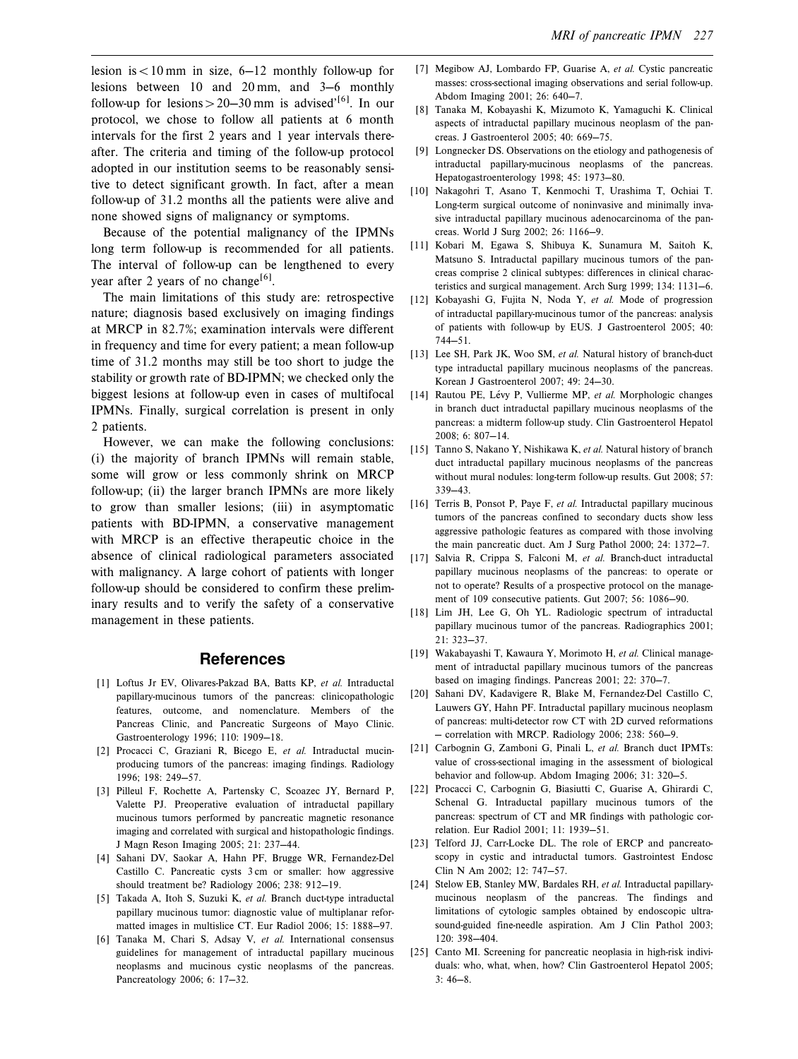lesion is < 10 mm in size, 6–12 monthly follow-up for lesions between 10 and 20 mm, and 3–6 monthly follow-up for lesions > 20–30 mm is advised'[6]. In our protocol, we chose to follow all patients at 6 month intervals for the first 2 years and 1 year intervals thereafter. The criteria and timing of the follow-up protocol adopted in our institution seems to be reasonably sensitive to detect significant growth. In fact, after a mean follow-up of 31.2 months all the patients were alive and none showed signs of malignancy or symptoms.

Because of the potential malignancy of the IPMNs long term follow-up is recommended for all patients. The interval of follow-up can be lengthened to every year after 2 years of no change[6].

The main limitations of this study are: retrospective nature; diagnosis based exclusively on imaging findings at MRCP in 82.7%; examination intervals were different in frequency and time for every patient; a mean follow-up time of 31.2 months may still be too short to judge the stability or growth rate of BD-IPMN; we checked only the biggest lesions at follow-up even in cases of multifocal IPMNs. Finally, surgical correlation is present in only 2 patients.

However, we can make the following conclusions: (i) the majority of branch IPMNs will remain stable, some will grow or less commonly shrink on MRCP follow-up; (ii) the larger branch IPMNs are more likely to grow than smaller lesions; (iii) in asymptomatic patients with BD-IPMN, a conservative management with MRCP is an effective therapeutic choice in the absence of clinical radiological parameters associated with malignancy. A large cohort of patients with longer follow-up should be considered to confirm these preliminary results and to verify the safety of a conservative management in these patients.

## References

[1] Loftus Jr EV, Olivares-Pakzad BA, Batts KP, *et al.* Intraductal papillary-mucinous tumors of the pancreas: clinicopathologic features, outcome, and nomenclature. Members of the Pancreas Clinic, and Pancreatic Surgeons of Mayo Clinic. Gastroenterology 1996; 110: 1909–18.

[2] Procacci C, Graziani R, Bicego E, *et al.* Intraductal mucin-producing tumors of the pancreas: imaging findings. Radiology 1996; 198: 249–57.

[3] Pilleul F, Rochette A, Partensky C, Scoazec JY, Bernard P, Valette PJ. Preoperative evaluation of intraductal papillary mucinous tumors performed by pancreatic magnetic resonance imaging and correlated with surgical and histopathologic findings. J Magn Reson Imaging 2005; 21: 237–44.

[4] Sahani DV, Saokar A, Hahn PF, Brugge WR, Fernandez-Del Castillo C. Pancreatic cysts 3 cm or smaller: how aggressive should treatment be? Radiology 2006; 238: 912–19.

[5] Takada A, Itoh S, Suzuki K, *et al.* Branch duct-type intraductal papillary mucinous tumor: diagnostic value of multiplanar reformatted images in multislice CT. Eur Radiol 2006; 15: 1888–97.

[6] Tanaka M, Chari S, Adsay V, *et al.* International consensus guidelines for management of intraductal papillary mucinous neoplasms and mucinous cystic neoplasms of the pancreas. Pancreatology 2006; 6: 17–32.

[7] Megibow AJ, Lombardo FP, Guarise A, *et al.* Cystic pancreatic masses: cross-sectional imaging observations and serial follow-up. Abdom Imaging 2001; 26: 640–7.

[8] Tanaka M, Kobayashi K, Mizumoto K, Yamaguchi K. Clinical aspects of intraductal papillary mucinous neoplasm of the pancreas. J Gastroenterol 2005; 40: 669–75.

[9] Longnecker DS. Observations on the etiology and pathogenesis of intraductal papillary-mucinous neoplasms of the pancreas. Hepatogastroenterology 1998; 45: 1973–80.

[10] Nakagohri T, Asano T, Kenmochi T, Urashima T, Ochiai T. Long-term surgical outcome of noninvasive and minimally invasive intraductal papillary mucinous adenocarcinoma of the pancreas. World J Surg 2002; 26: 1166–9.

[11] Kobari M, Egawa S, Shibuya K, Sunamura M, Saitoh K, Matsuno S. Intraductal papillary mucinous tumors of the pancreas comprise 2 clinical subtypes: differences in clinical characteristics and surgical management. Arch Surg 1999; 134: 1131–6.

[12] Kobayashi G, Fujita N, Noda Y, *et al.* Mode of progression of intraductal papillary-mucinous tumor of the pancreas: analysis of patients with follow-up by EUS. J Gastroenterol 2005; 40: 744–51.

[13] Lee SH, Park JK, Woo SM, *et al.* Natural history of branch-duct type intraductal papillary mucinous neoplasms of the pancreas. Korean J Gastroenterol 2007; 49: 24–30.

[14] Rautou PE, Lévy P, Vullierme MP, *et al.* Morphologic changes in branch duct intraductal papillary mucinous neoplasms of the pancreas: a midterm follow-up study. Clin Gastroenterol Hepatol 2008; 6: 807–14.

[15] Tanno S, Nakano Y, Nishikawa K, *et al.* Natural history of branch duct intraductal papillary mucinous neoplasms of the pancreas without mural nodules: long-term follow-up results. Gut 2008; 57: 339–43.

[16] Terris B, Ponsot P, Paye F, *et al.* Intraductal papillary mucinous tumors of the pancreas confined to secondary ducts show less aggressive pathologic features as compared with those involving the main pancreatic duct. Am J Surg Pathol 2000; 24: 1372–7.

[17] Salvia R, Crippa S, Falconi M, *et al.* Branch-duct intraductal papillary mucinous neoplasms of the pancreas: to operate or not to operate? Results of a prospective protocol on the management of 109 consecutive patients. Gut 2007; 56: 1086–90.

[18] Lim JH, Lee G, Oh YL. Radiologic spectrum of intraductal papillary mucinous tumor of the pancreas. Radiographics 2001; 21: 323–37.

[19] Wakabayashi T, Kawaura Y, Morimoto H, *et al.* Clinical management of intraductal papillary mucinous tumors of the pancreas based on imaging findings. Pancreas 2001; 22: 370–7.

[20] Sahani DV, Kadavigere R, Blake M, Fernandez-Del Castillo C, Lauwers GY, Hahn PF. Intraductal papillary mucinous neoplasm of pancreas: multi-detector row CT with 2D curved reformations – correlation with MRCP. Radiology 2006; 238: 560–9.

[21] Carbognin G, Zamboni G, Pinali L, *et al.* Branch duct IPMTs: value of cross-sectional imaging in the assessment of biological behavior and follow-up. Abdom Imaging 2006; 31: 320–5.

[22] Procacci C, Carbognin G, Biasiutti C, Guarise A, Ghirardi C, Schenal G. Intraductal papillary mucinous tumors of the pancreas: spectrum of CT and MR findings with pathologic correlation. Eur Radiol 2001; 11: 1939–51.

[23] Telford JJ, Carr-Locke DL. The role of ERCP and pancreatoscopy in cystic and intraductal tumors. Gastrointest Endosc Clin N Am 2002; 12: 747–57.

[24] Stelow EB, Stanley MW, Bardales RH, *et al.* Intraductal papillary-mucinous neoplasm of the pancreas. The findings and limitations of cytologic samples obtained by endoscopic ultrasound-guided fine-needle aspiration. Am J Clin Pathol 2003; 120: 398–404.

[25] Canto MI. Screening for pancreatic neoplasia in high-risk individuals: who, what, when, how? Clin Gastroenterol Hepatol 2005; 3: 46–8.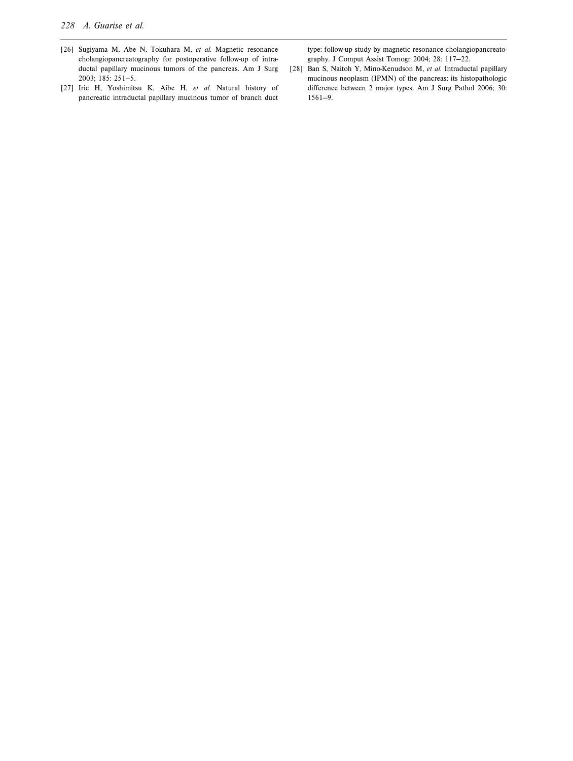[26] Sugiyama M, Abe N, Tokuhara M, *et al.* Magnetic resonance cholangiopancreatography for postoperative follow-up of intraductal papillary mucinous tumors of the pancreas. Am J Surg 2003; 185: 251–5.

[27] Irie H, Yoshimitsu K, Aibe H, *et al.* Natural history of pancreatic intraductal papillary mucinous tumor of branch duct type: follow-up study by magnetic resonance cholangiopancreatography. J Comput Assist Tomogr 2004; 28: 117–22.

[28] Ban S, Naitoh Y, Mino-Kenudson M, *et al.* Intraductal papillary mucinous neoplasm (IPMN) of the pancreas: its histopathologic difference between 2 major types. Am J Surg Pathol 2006; 30: 1561–9.